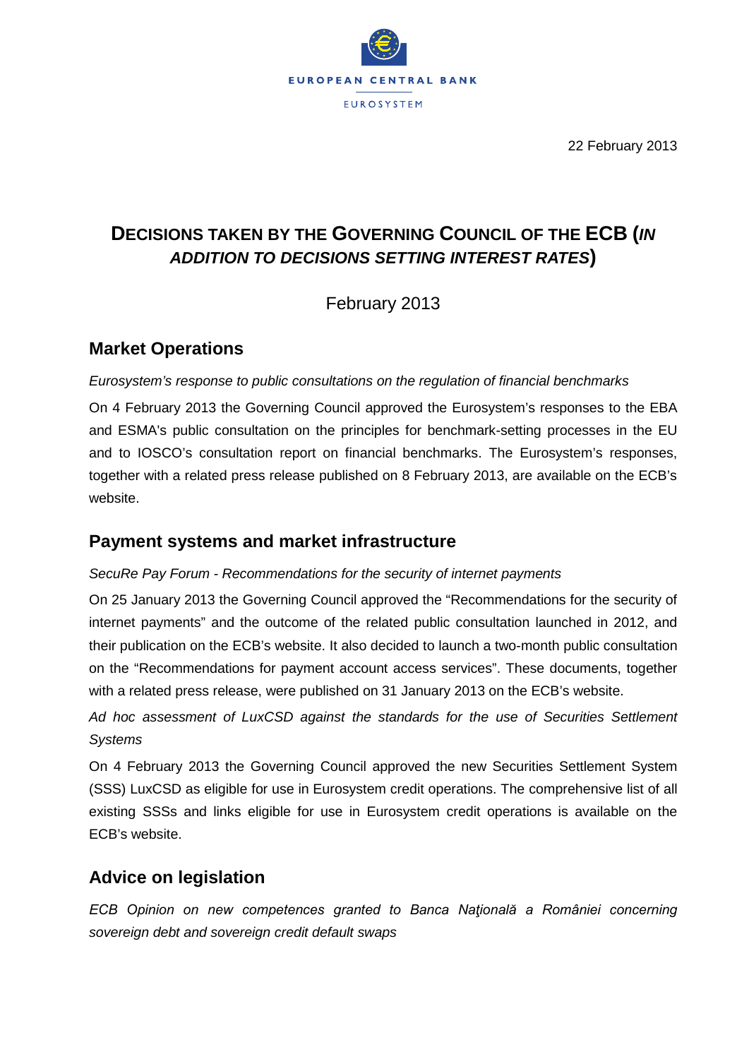EUROPEAN CENTRAL BANK

EUROSYSTEM

22 February 2013

# DECISIONS TAKEN BY THE GOVERNING COUNCIL OF THE ECB (*IN ADDITION TO DECISIONS SETTING INTEREST RATES*)

February 2013

## Market Operations

*Eurosystem's response to public consultations on the regulation of financial benchmarks*

On 4 February 2013 the Governing Council approved the Eurosystem's responses to the EBA and ESMA's public consultation on the principles for benchmark-setting processes in the EU and to IOSCO's consultation report on financial benchmarks. The Eurosystem's responses, together with a related press release published on 8 February 2013, are available on the ECB's website.

## Payment systems and market infrastructure

*SecuRe Pay Forum - Recommendations for the security of internet payments*

On 25 January 2013 the Governing Council approved the "Recommendations for the security of internet payments" and the outcome of the related public consultation launched in 2012, and their publication on the ECB's website. It also decided to launch a two-month public consultation on the "Recommendations for payment account access services". These documents, together with a related press release, were published on 31 January 2013 on the ECB's website.

*Ad hoc assessment of LuxCSD against the standards for the use of Securities Settlement Systems*

On 4 February 2013 the Governing Council approved the new Securities Settlement System (SSS) LuxCSD as eligible for use in Eurosystem credit operations. The comprehensive list of all existing SSSs and links eligible for use in Eurosystem credit operations is available on the ECB's website.

## Advice on legislation

*ECB Opinion on new competences granted to Banca Naţională a României concerning sovereign debt and sovereign credit default swaps*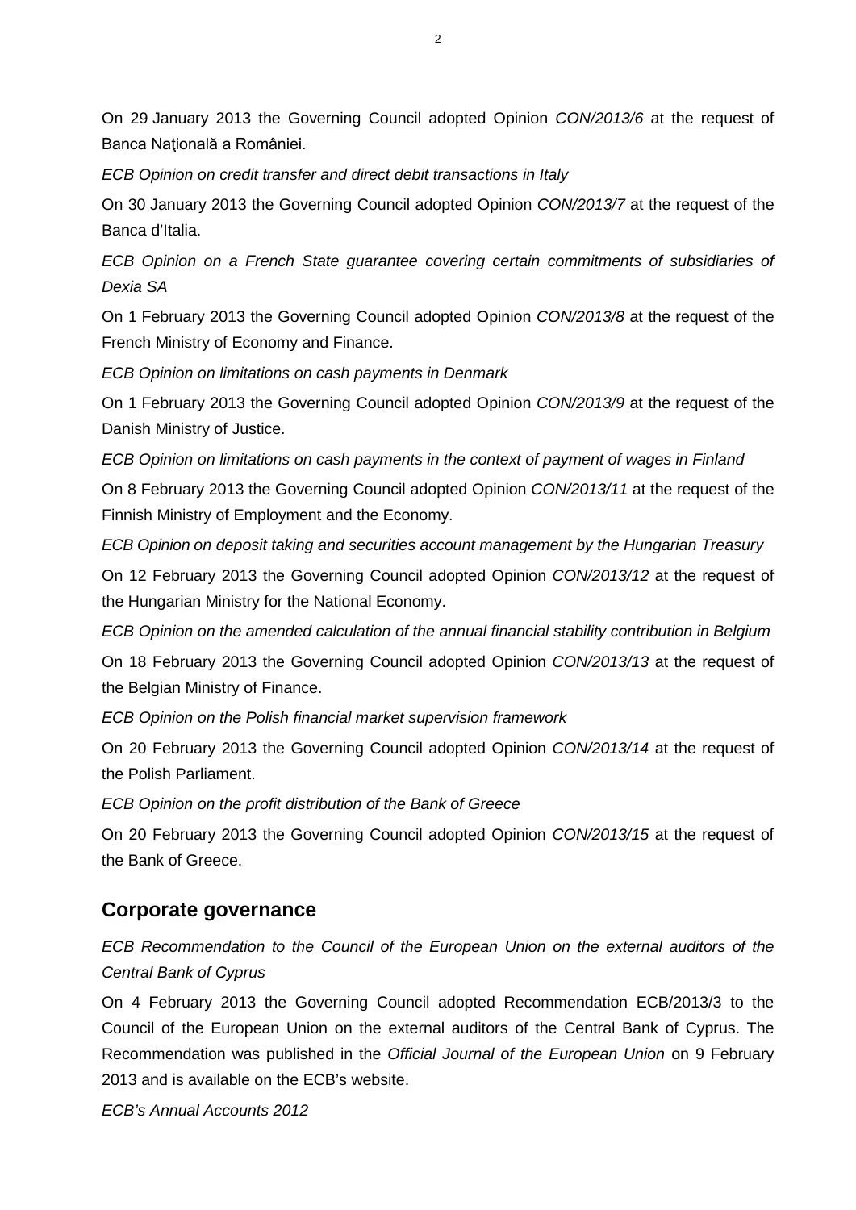On 29 January 2013 the Governing Council adopted Opinion *CON/2013/6* at the request of Banca Naţională a României.

*ECB Opinion on credit transfer and direct debit transactions in Italy*

On 30 January 2013 the Governing Council adopted Opinion *CON/2013/7* at the request of the Banca d'Italia.

*ECB Opinion on a French State guarantee covering certain commitments of subsidiaries of Dexia SA*

On 1 February 2013 the Governing Council adopted Opinion *CON/2013/8* at the request of the French Ministry of Economy and Finance.

*ECB Opinion on limitations on cash payments in Denmark*

On 1 February 2013 the Governing Council adopted Opinion *CON/2013/9* at the request of the Danish Ministry of Justice.

*ECB Opinion on limitations on cash payments in the context of payment of wages in Finland*

On 8 February 2013 the Governing Council adopted Opinion *CON/2013/11* at the request of the Finnish Ministry of Employment and the Economy.

*ECB Opinion on deposit taking and securities account management by the Hungarian Treasury*

On 12 February 2013 the Governing Council adopted Opinion *CON/2013/12* at the request of the Hungarian Ministry for the National Economy.

*ECB Opinion on the amended calculation of the annual financial stability contribution in Belgium*

On 18 February 2013 the Governing Council adopted Opinion *CON/2013/13* at the request of the Belgian Ministry of Finance.

*ECB Opinion on the Polish financial market supervision framework*

On 20 February 2013 the Governing Council adopted Opinion *CON/2013/14* at the request of the Polish Parliament.

*ECB Opinion on the profit distribution of the Bank of Greece*

On 20 February 2013 the Governing Council adopted Opinion *CON/2013/15* at the request of the Bank of Greece.

## Corporate governance

*ECB Recommendation to the Council of the European Union on the external auditors of the Central Bank of Cyprus*

On 4 February 2013 the Governing Council adopted Recommendation ECB/2013/3 to the Council of the European Union on the external auditors of the Central Bank of Cyprus. The Recommendation was published in the *Official Journal of the European Union* on 9 February 2013 and is available on the ECB's website.

*ECB's Annual Accounts 2012*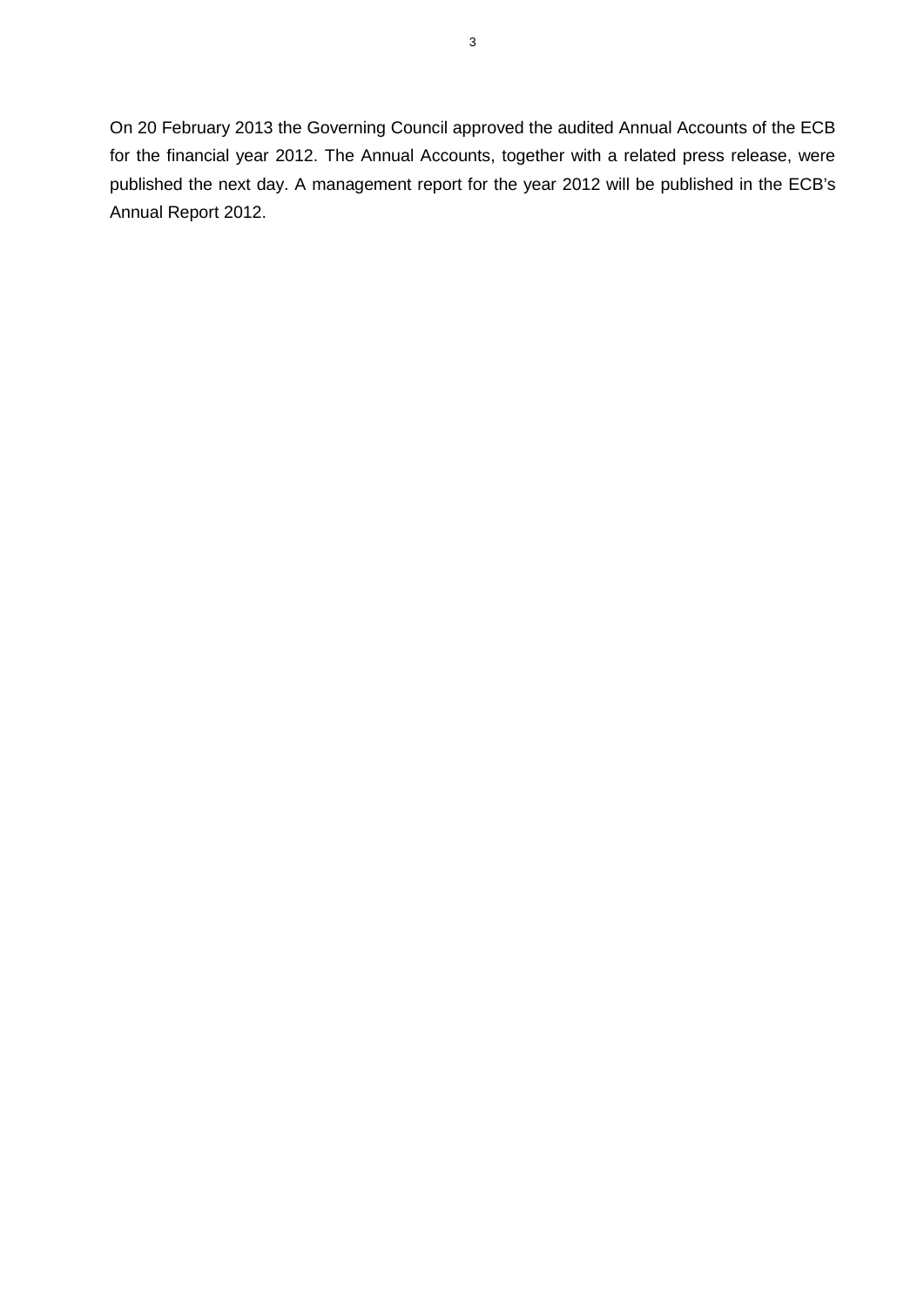On 20 February 2013 the Governing Council approved the audited Annual Accounts of the ECB for the financial year 2012. The Annual Accounts, together with a related press release, were published the next day. A management report for the year 2012 will be published in the ECB's Annual Report 2012.